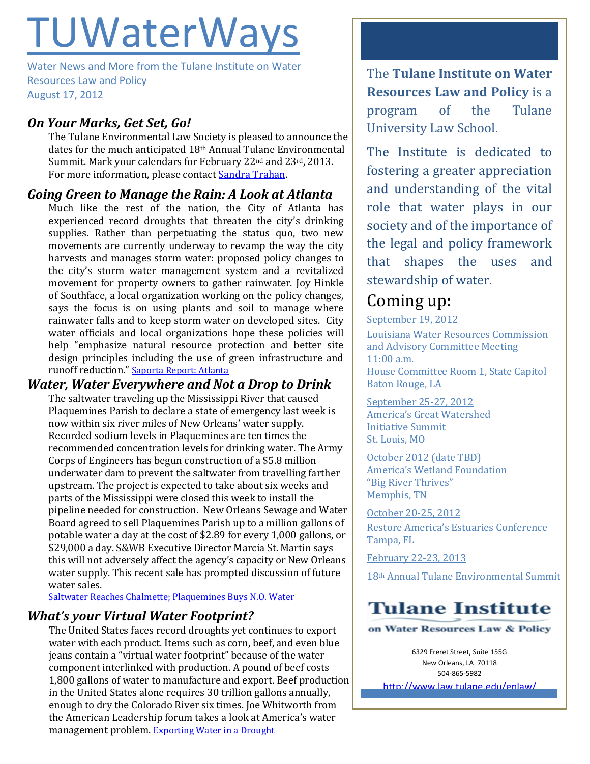# TUWaterWays

Water News and More from the Tulane Institute on Water Resources Law and Policy
August 17, 2012

## *On Your Marks, Get Set, Go!*

The Tulane Environmental Law Society is pleased to announce the dates for the much anticipated 18th Annual Tulane Environmental Summit. Mark your calendars for February 22nd and 23rd, 2013. For more information, please contact Sandra Trahan.

## *Going Green to Manage the Rain: A Look at Atlanta*

Much like the rest of the nation, the City of Atlanta has experienced record droughts that threaten the city's drinking supplies. Rather than perpetuating the status quo, two new movements are currently underway to revamp the way the city harvests and manages storm water: proposed policy changes to the city's storm water management system and a revitalized movement for property owners to gather rainwater. Joy Hinkle of Southface, a local organization working on the policy changes, says the focus is on using plants and soil to manage where rainwater falls and to keep storm water on developed sites. City water officials and local organizations hope these policies will help "emphasize natural resource protection and better site design principles including the use of green infrastructure and runoff reduction." Saporta Report: Atlanta

## *Water, Water Everywhere and Not a Drop to Drink*

The saltwater traveling up the Mississippi River that caused Plaquemines Parish to declare a state of emergency last week is now within six river miles of New Orleans' water supply. Recorded sodium levels in Plaquemines are ten times the recommended concentration levels for drinking water. The Army Corps of Engineers has begun construction of a $5.8 million underwater dam to prevent the saltwater from travelling farther upstream. The project is expected to take about six weeks and parts of the Mississippi were closed this week to install the pipeline needed for construction. New Orleans Sewage and Water Board agreed to sell Plaquemines Parish up to a million gallons of potable water a day at the cost of $2.89 for every 1,000 gallons, or $29,000 a day. S&WB Executive Director Marcia St. Martin says this will not adversely affect the agency's capacity or New Orleans water supply. This recent sale has prompted discussion of future water sales.
Saltwater Reaches Chalmette; Plaquemines Buys N.O. Water

## *What's your Virtual Water Footprint?*

The United States faces record droughts yet continues to export water with each product. Items such as corn, beef, and even blue jeans contain a "virtual water footprint" because of the water component interlinked with production. A pound of beef costs 1,800 gallons of water to manufacture and export. Beef production in the United States alone requires 30 trillion gallons annually, enough to dry the Colorado River six times. Joe Whitworth from the American Leadership forum takes a look at America's water management problem. Exporting Water in a Drought

---

The **Tulane Institute on Water Resources Law and Policy** is a program of the Tulane University Law School.

The Institute is dedicated to fostering a greater appreciation and understanding of the vital role that water plays in our society and of the importance of the legal and policy framework that shapes the uses and stewardship of water.

## Coming up:

September 19, 2012
Louisiana Water Resources Commission and Advisory Committee Meeting
11:00 a.m.
House Committee Room 1, State Capitol
Baton Rouge, LA

September 25-27, 2012
America's Great Watershed Initiative Summit
St. Louis, MO

October 2012 (date TBD)
America's Wetland Foundation "Big River Thrives"
Memphis, TN

October 20-25, 2012
Restore America's Estuaries Conference
Tampa, FL

February 22-23, 2013
18th Annual Tulane Environmental Summit

**Tulane Institute on Water Resources Law & Policy**

6329 Freret Street, Suite 155G
New Orleans, LA 70118
504-865-5982
http://www.law.tulane.edu/enlaw/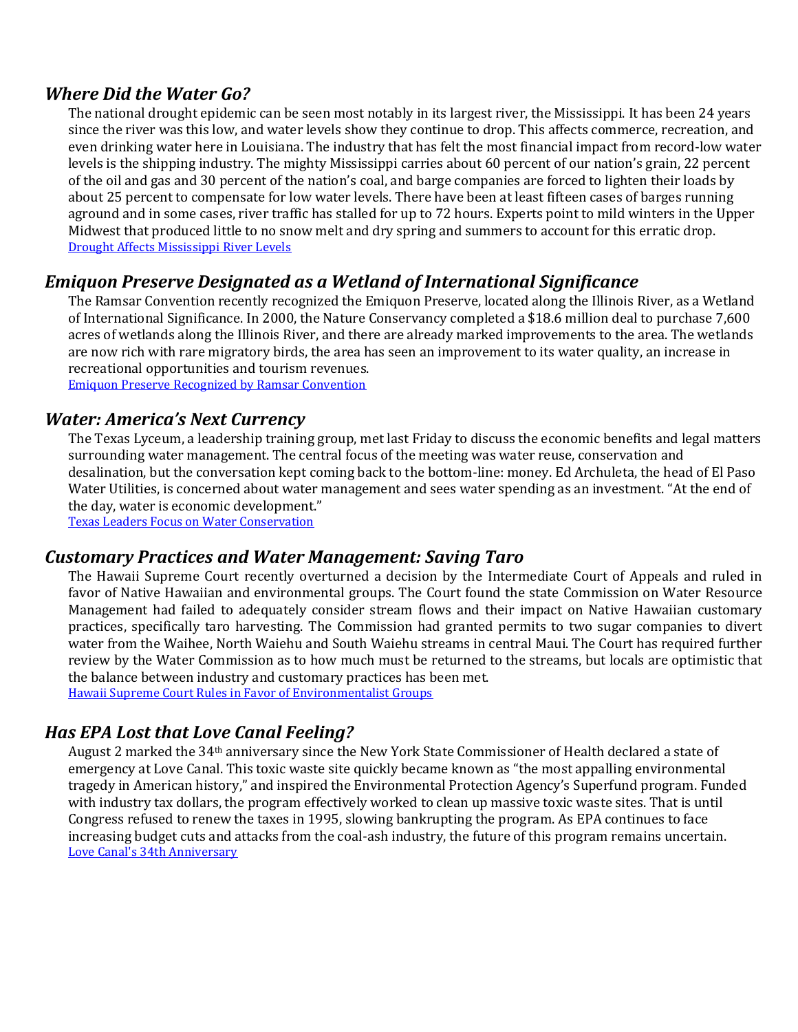## *Where Did the Water Go?*

The national drought epidemic can be seen most notably in its largest river, the Mississippi. It has been 24 years since the river was this low, and water levels show they continue to drop. This affects commerce, recreation, and even drinking water here in Louisiana. The industry that has felt the most financial impact from record-low water levels is the shipping industry. The mighty Mississippi carries about 60 percent of our nation's grain, 22 percent of the oil and gas and 30 percent of the nation's coal, and barge companies are forced to lighten their loads by about 25 percent to compensate for low water levels. There have been at least fifteen cases of barges running aground and in some cases, river traffic has stalled for up to 72 hours. Experts point to mild winters in the Upper Midwest that produced little to no snow melt and dry spring and summers to account for this erratic drop.
[Drought Affects Mississippi River Levels]

## *Emiquon Preserve Designated as a Wetland of International Significance*

The Ramsar Convention recently recognized the Emiquon Preserve, located along the Illinois River, as a Wetland of International Significance. In 2000, the Nature Conservancy completed a $18.6 million deal to purchase 7,600 acres of wetlands along the Illinois River, and there are already marked improvements to the area. The wetlands are now rich with rare migratory birds, the area has seen an improvement to its water quality, an increase in recreational opportunities and tourism revenues.
[Emiquon Preserve Recognized by Ramsar Convention]

## *Water: America's Next Currency*

The Texas Lyceum, a leadership training group, met last Friday to discuss the economic benefits and legal matters surrounding water management. The central focus of the meeting was water reuse, conservation and desalination, but the conversation kept coming back to the bottom-line: money. Ed Archuleta, the head of El Paso Water Utilities, is concerned about water management and sees water spending as an investment. "At the end of the day, water is economic development."
[Texas Leaders Focus on Water Conservation]

## *Customary Practices and Water Management: Saving Taro*

The Hawaii Supreme Court recently overturned a decision by the Intermediate Court of Appeals and ruled in favor of Native Hawaiian and environmental groups. The Court found the state Commission on Water Resource Management had failed to adequately consider stream flows and their impact on Native Hawaiian customary practices, specifically taro harvesting. The Commission had granted permits to two sugar companies to divert water from the Waihee, North Waiehu and South Waiehu streams in central Maui. The Court has required further review by the Water Commission as to how much must be returned to the streams, but locals are optimistic that the balance between industry and customary practices has been met.
[Hawaii Supreme Court Rules in Favor of Environmentalist Groups]

## *Has EPA Lost that Love Canal Feeling?*

August 2 marked the 34th anniversary since the New York State Commissioner of Health declared a state of emergency at Love Canal. This toxic waste site quickly became known as "the most appalling environmental tragedy in American history," and inspired the Environmental Protection Agency's Superfund program. Funded with industry tax dollars, the program effectively worked to clean up massive toxic waste sites. That is until Congress refused to renew the taxes in 1995, slowing bankrupting the program. As EPA continues to face increasing budget cuts and attacks from the coal-ash industry, the future of this program remains uncertain.
[Love Canal's 34th Anniversary]